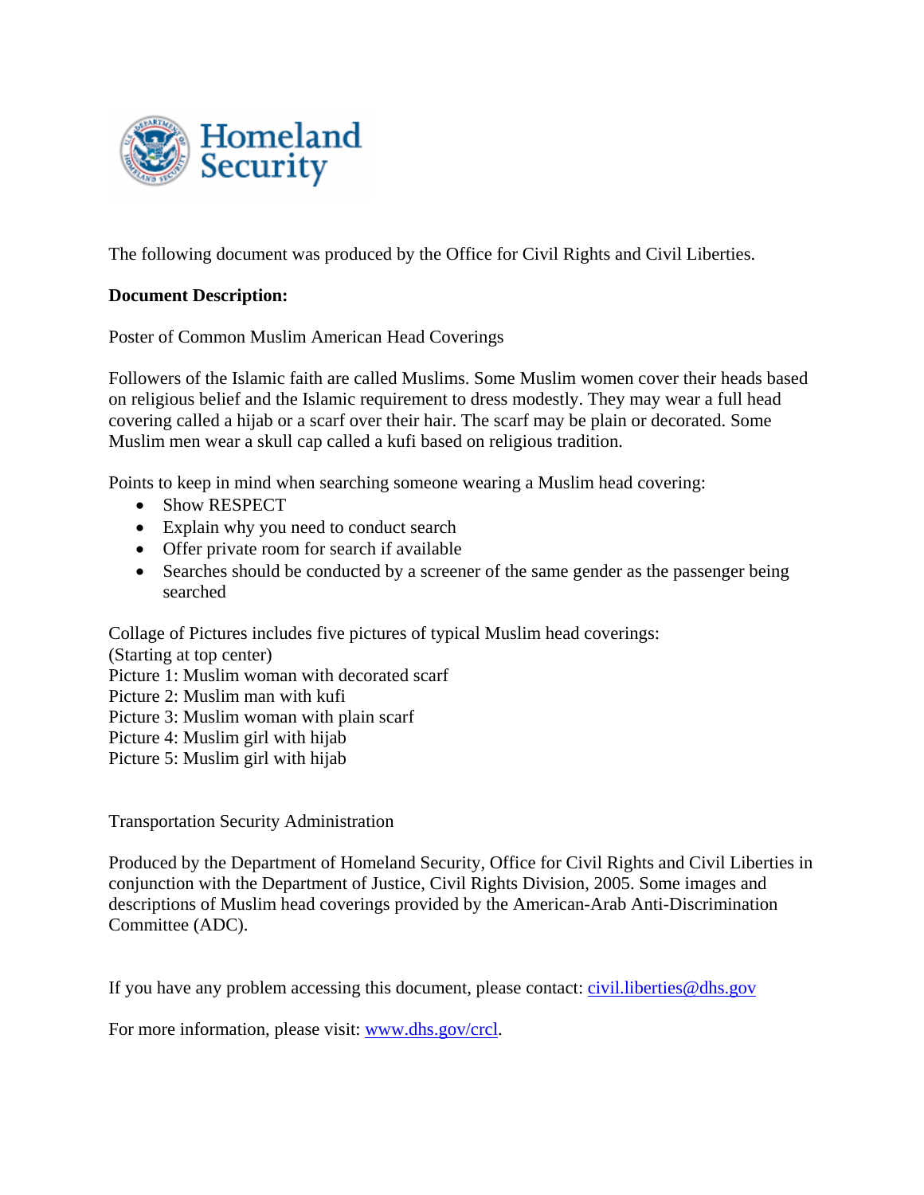Homeland Security

The following document was produced by the Office for Civil Rights and Civil Liberties.

**Document Description:**

Poster of Common Muslim American Head Coverings

Followers of the Islamic faith are called Muslims. Some Muslim women cover their heads based on religious belief and the Islamic requirement to dress modestly. They may wear a full head covering called a hijab or a scarf over their hair. The scarf may be plain or decorated. Some Muslim men wear a skull cap called a kufi based on religious tradition.

Points to keep in mind when searching someone wearing a Muslim head covering:

- Show RESPECT
- Explain why you need to conduct search
- Offer private room for search if available
- Searches should be conducted by a screener of the same gender as the passenger being searched

Collage of Pictures includes five pictures of typical Muslim head coverings:
(Starting at top center)
Picture 1: Muslim woman with decorated scarf
Picture 2: Muslim man with kufi
Picture 3: Muslim woman with plain scarf
Picture 4: Muslim girl with hijab
Picture 5: Muslim girl with hijab

Transportation Security Administration

Produced by the Department of Homeland Security, Office for Civil Rights and Civil Liberties in conjunction with the Department of Justice, Civil Rights Division, 2005. Some images and descriptions of Muslim head coverings provided by the American-Arab Anti-Discrimination Committee (ADC).

If you have any problem accessing this document, please contact: [civil.liberties@dhs.gov](mailto:civil.liberties@dhs.gov)

For more information, please visit: [www.dhs.gov/crcl](http://www.dhs.gov/crcl).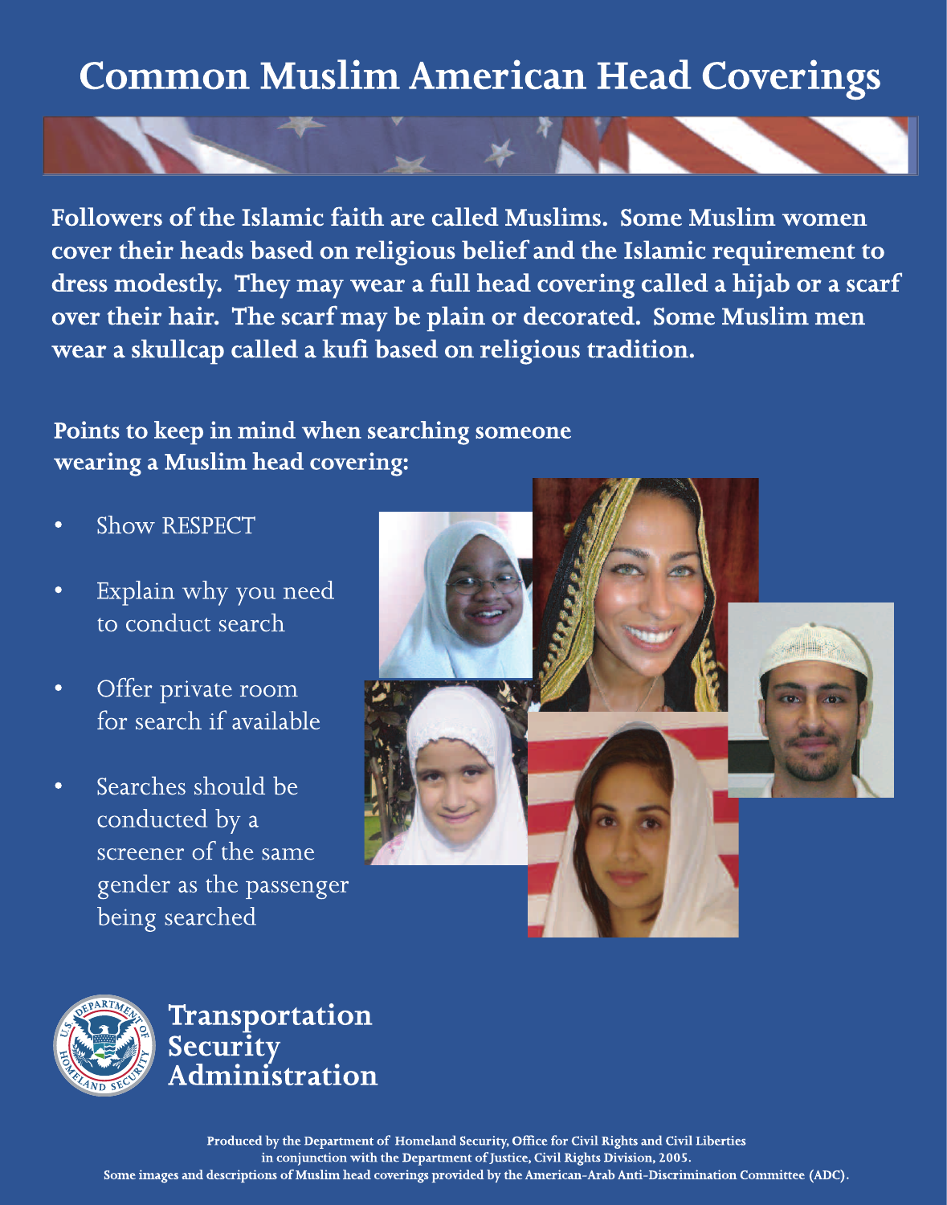# Common Muslim American Head Coverings

**Followers of the Islamic faith are called Muslims. Some Muslim women cover their heads based on religious belief and the Islamic requirement to dress modestly. They may wear a full head covering called a hijab or a scarf over their hair. The scarf may be plain or decorated. Some Muslim men wear a skullcap called a kufi based on religious tradition.**

**Points to keep in mind when searching someone wearing a Muslim head covering:**

- Show RESPECT
- Explain why you need to conduct search
- Offer private room for search if available
- Searches should be conducted by a screener of the same gender as the passenger being searched

**Transportation Security Administration**

**Produced by the Department of Homeland Security, Office for Civil Rights and Civil Liberties in conjunction with the Department of Justice, Civil Rights Division, 2005.**
**Some images and descriptions of Muslim head coverings provided by the American-Arab Anti-Discrimination Committee (ADC).**